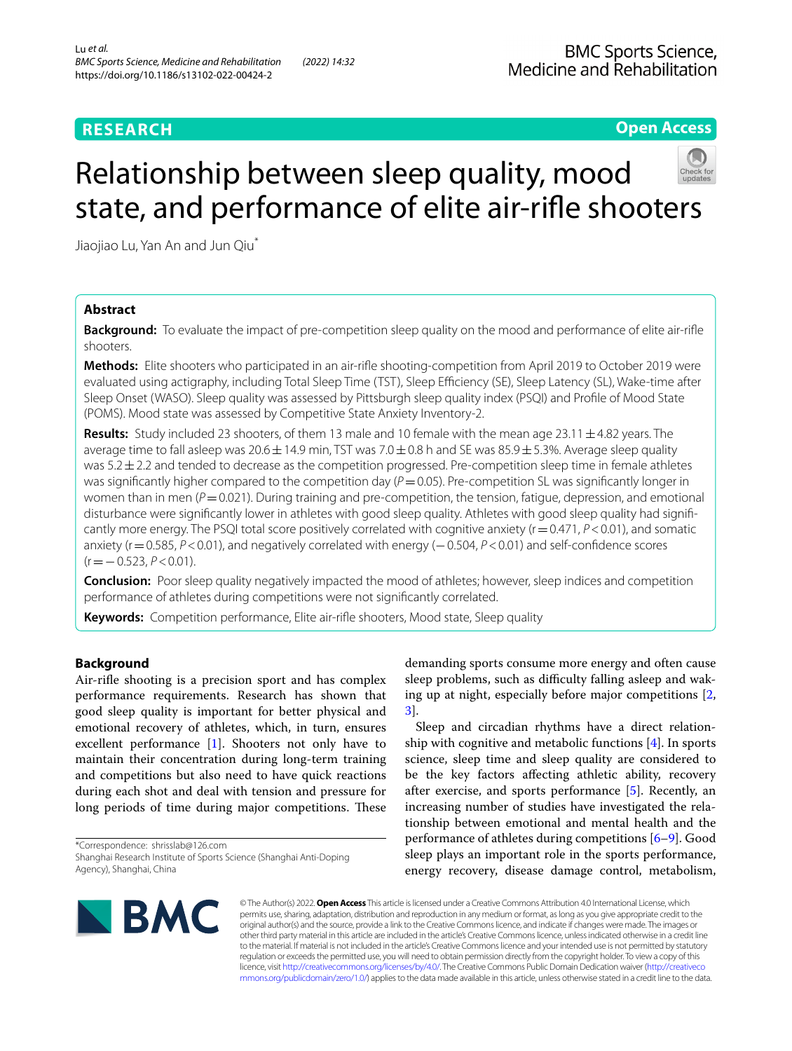**RESEARCH** **Open Access**

# Relationship between sleep quality, mood state, and performance of elite air-rifle shooters

Jiaojiao Lu, Yan An and Jun Qiu*

## Abstract

**Background:** To evaluate the impact of pre-competition sleep quality on the mood and performance of elite air-rifle shooters.

**Methods:** Elite shooters who participated in an air-rifle shooting-competition from April 2019 to October 2019 were evaluated using actigraphy, including Total Sleep Time (TST), Sleep Efficiency (SE), Sleep Latency (SL), Wake-time after Sleep Onset (WASO). Sleep quality was assessed by Pittsburgh sleep quality index (PSQI) and Profile of Mood State (POMS). Mood state was assessed by Competitive State Anxiety Inventory-2.

**Results:** Study included 23 shooters, of them 13 male and 10 female with the mean age 23.11 ± 4.82 years. The average time to fall asleep was 20.6 ± 14.9 min, TST was 7.0 ± 0.8 h and SE was 85.9 ± 5.3%. Average sleep quality was 5.2 ± 2.2 and tended to decrease as the competition progressed. Pre-competition sleep time in female athletes was significantly higher compared to the competition day ($P = 0.05$). Pre-competition SL was significantly longer in women than in men ($P = 0.021$). During training and pre-competition, the tension, fatigue, depression, and emotional disturbance were significantly lower in athletes with good sleep quality. Athletes with good sleep quality had significantly more energy. The PSQI total score positively correlated with cognitive anxiety ($r = 0.471$, $P < 0.01$), and somatic anxiety ($r = 0.585$, $P < 0.01$), and negatively correlated with energy ($-0.504$, $P < 0.01$) and self-confidence scores ($r = -0.523$, $P < 0.01$).

**Conclusion:** Poor sleep quality negatively impacted the mood of athletes; however, sleep indices and competition performance of athletes during competitions were not significantly correlated.

**Keywords:** Competition performance, Elite air-rifle shooters, Mood state, Sleep quality

## Background

Air-rifle shooting is a precision sport and has complex performance requirements. Research has shown that good sleep quality is important for better physical and emotional recovery of athletes, which, in turn, ensures excellent performance [1]. Shooters not only have to maintain their concentration during long-term training and competitions but also need to have quick reactions during each shot and deal with tension and pressure for long periods of time during major competitions. These demanding sports consume more energy and often cause sleep problems, such as difficulty falling asleep and waking up at night, especially before major competitions [2, 3].

Sleep and circadian rhythms have a direct relationship with cognitive and metabolic functions [4]. In sports science, sleep time and sleep quality are considered to be the key factors affecting athletic ability, recovery after exercise, and sports performance [5]. Recently, an increasing number of studies have investigated the relationship between emotional and mental health and the performance of athletes during competitions [6–9]. Good sleep plays an important role in the sports performance, energy recovery, disease damage control, metabolism,

*Correspondence: shrisslab@126.com
Shanghai Research Institute of Sports Science (Shanghai Anti-Doping Agency), Shanghai, China

© The Author(s) 2022. **Open Access** This article is licensed under a Creative Commons Attribution 4.0 International License, which permits use, sharing, adaptation, distribution and reproduction in any medium or format, as long as you give appropriate credit to the original author(s) and the source, provide a link to the Creative Commons licence, and indicate if changes were made. The images or other third party material in this article are included in the article's Creative Commons licence, unless indicated otherwise in a credit line to the material. If material is not included in the article's Creative Commons licence and your intended use is not permitted by statutory regulation or exceeds the permitted use, you will need to obtain permission directly from the copyright holder. To view a copy of this licence, visit http://creativecommons.org/licenses/by/4.0/. The Creative Commons Public Domain Dedication waiver (http://creativecommons.org/publicdomain/zero/1.0/) applies to the data made available in this article, unless otherwise stated in a credit line to the data.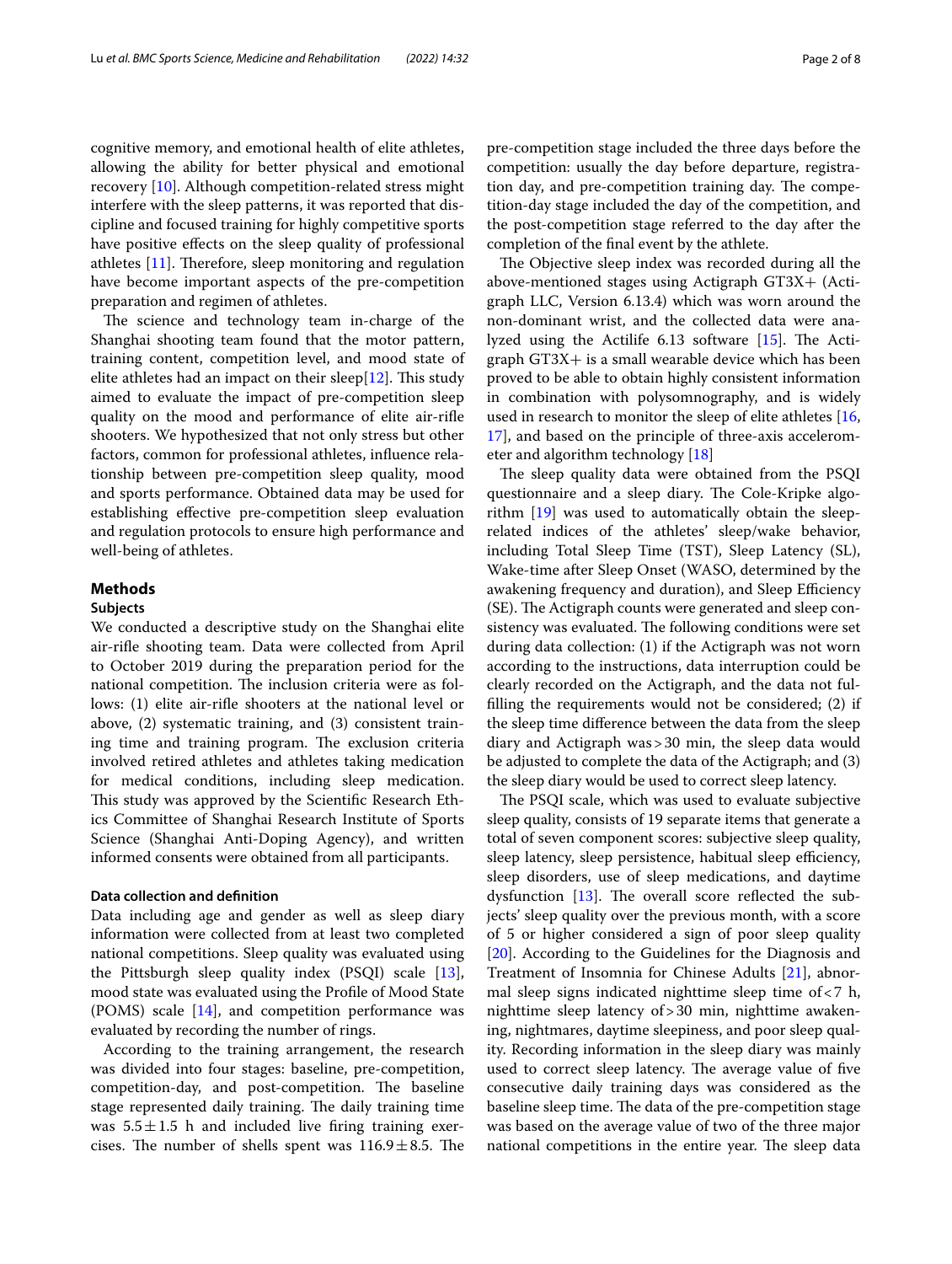cognitive memory, and emotional health of elite athletes, allowing the ability for better physical and emotional recovery [10]. Although competition-related stress might interfere with the sleep patterns, it was reported that discipline and focused training for highly competitive sports have positive effects on the sleep quality of professional athletes [11]. Therefore, sleep monitoring and regulation have become important aspects of the pre-competition preparation and regimen of athletes.

The science and technology team in-charge of the Shanghai shooting team found that the motor pattern, training content, competition level, and mood state of elite athletes had an impact on their sleep[12]. This study aimed to evaluate the impact of pre-competition sleep quality on the mood and performance of elite air-rifle shooters. We hypothesized that not only stress but other factors, common for professional athletes, influence relationship between pre-competition sleep quality, mood and sports performance. Obtained data may be used for establishing effective pre-competition sleep evaluation and regulation protocols to ensure high performance and well-being of athletes.

## Methods

### Subjects

We conducted a descriptive study on the Shanghai elite air-rifle shooting team. Data were collected from April to October 2019 during the preparation period for the national competition. The inclusion criteria were as follows: (1) elite air-rifle shooters at the national level or above, (2) systematic training, and (3) consistent training time and training program. The exclusion criteria involved retired athletes and athletes taking medication for medical conditions, including sleep medication. This study was approved by the Scientific Research Ethics Committee of Shanghai Research Institute of Sports Science (Shanghai Anti-Doping Agency), and written informed consents were obtained from all participants.

### Data collection and definition

Data including age and gender as well as sleep diary information were collected from at least two completed national competitions. Sleep quality was evaluated using the Pittsburgh sleep quality index (PSQI) scale [13], mood state was evaluated using the Profile of Mood State (POMS) scale [14], and competition performance was evaluated by recording the number of rings.

According to the training arrangement, the research was divided into four stages: baseline, pre-competition, competition-day, and post-competition. The baseline stage represented daily training. The daily training time was $5.5 \pm 1.5$ h and included live firing training exercises. The number of shells spent was $116.9 \pm 8.5$. The pre-competition stage included the three days before the competition: usually the day before departure, registration day, and pre-competition training day. The competition-day stage included the day of the competition, and the post-competition stage referred to the day after the completion of the final event by the athlete.

The Objective sleep index was recorded during all the above-mentioned stages using Actigraph GT3X+ (Actigraph LLC, Version 6.13.4) which was worn around the non-dominant wrist, and the collected data were analyzed using the Actilife 6.13 software [15]. The Actigraph GT3X+ is a small wearable device which has been proved to be able to obtain highly consistent information in combination with polysomnography, and is widely used in research to monitor the sleep of elite athletes [16, 17], and based on the principle of three-axis accelerometer and algorithm technology [18]

The sleep quality data were obtained from the PSQI questionnaire and a sleep diary. The Cole-Kripke algorithm [19] was used to automatically obtain the sleep-related indices of the athletes' sleep/wake behavior, including Total Sleep Time (TST), Sleep Latency (SL), Wake-time after Sleep Onset (WASO, determined by the awakening frequency and duration), and Sleep Efficiency (SE). The Actigraph counts were generated and sleep consistency was evaluated. The following conditions were set during data collection: (1) if the Actigraph was not worn according to the instructions, data interruption could be clearly recorded on the Actigraph, and the data not fulfilling the requirements would not be considered; (2) if the sleep time difference between the data from the sleep diary and Actigraph was > 30 min, the sleep data would be adjusted to complete the data of the Actigraph; and (3) the sleep diary would be used to correct sleep latency.

The PSQI scale, which was used to evaluate subjective sleep quality, consists of 19 separate items that generate a total of seven component scores: subjective sleep quality, sleep latency, sleep persistence, habitual sleep efficiency, sleep disorders, use of sleep medications, and daytime dysfunction [13]. The overall score reflected the subjects' sleep quality over the previous month, with a score of 5 or higher considered a sign of poor sleep quality [20]. According to the Guidelines for the Diagnosis and Treatment of Insomnia for Chinese Adults [21], abnormal sleep signs indicated nighttime sleep time of < 7 h, nighttime sleep latency of > 30 min, nighttime awakening, nightmares, daytime sleepiness, and poor sleep quality. Recording information in the sleep diary was mainly used to correct sleep latency. The average value of five consecutive daily training days was considered as the baseline sleep time. The data of the pre-competition stage was based on the average value of two of the three major national competitions in the entire year. The sleep data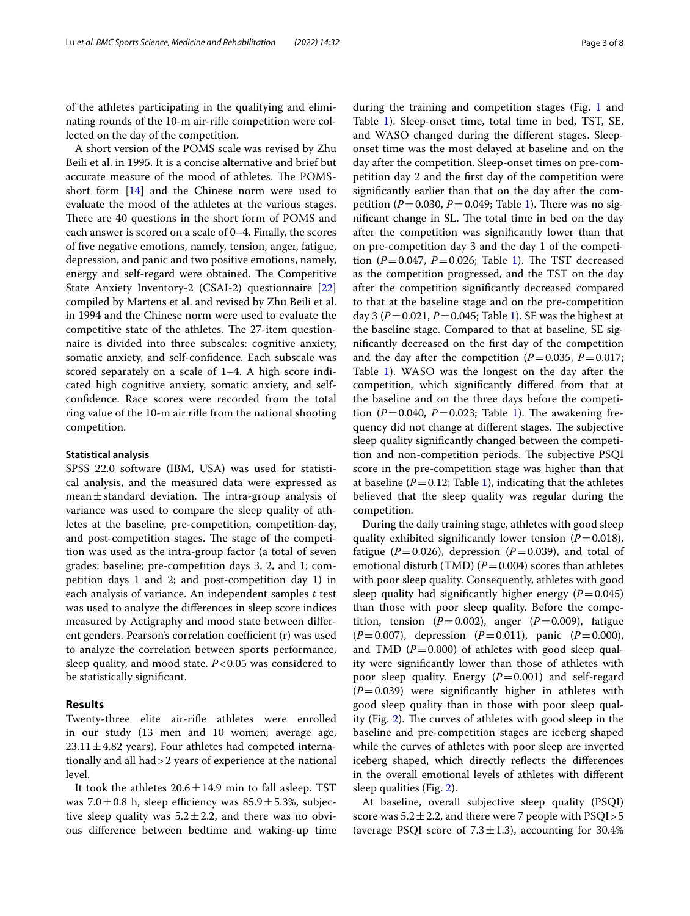of the athletes participating in the qualifying and eliminating rounds of the 10-m air-rifle competition were collected on the day of the competition.

A short version of the POMS scale was revised by Zhu Beili et al. in 1995. It is a concise alternative and brief but accurate measure of the mood of athletes. The POMS-short form [14] and the Chinese norm were used to evaluate the mood of the athletes at the various stages. There are 40 questions in the short form of POMS and each answer is scored on a scale of 0–4. Finally, the scores of five negative emotions, namely, tension, anger, fatigue, depression, and panic and two positive emotions, namely, energy and self-regard were obtained. The Competitive State Anxiety Inventory-2 (CSAI-2) questionnaire [22] compiled by Martens et al. and revised by Zhu Beili et al. in 1994 and the Chinese norm were used to evaluate the competitive state of the athletes. The 27-item questionnaire is divided into three subscales: cognitive anxiety, somatic anxiety, and self-confidence. Each subscale was scored separately on a scale of 1–4. A high score indicated high cognitive anxiety, somatic anxiety, and self-confidence. Race scores were recorded from the total ring value of the 10-m air rifle from the national shooting competition.

#### Statistical analysis

SPSS 22.0 software (IBM, USA) was used for statistical analysis, and the measured data were expressed as mean ± standard deviation. The intra-group analysis of variance was used to compare the sleep quality of athletes at the baseline, pre-competition, competition-day, and post-competition stages. The stage of the competition was used as the intra-group factor (a total of seven grades: baseline; pre-competition days 3, 2, and 1; competition days 1 and 2; and post-competition day 1) in each analysis of variance. An independent samples *t* test was used to analyze the differences in sleep score indices measured by Actigraphy and mood state between different genders. Pearson's correlation coefficient (r) was used to analyze the correlation between sports performance, sleep quality, and mood state. $P < 0.05$ was considered to be statistically significant.

## Results

Twenty-three elite air-rifle athletes were enrolled in our study (13 men and 10 women; average age, 23.11 ± 4.82 years). Four athletes had competed internationally and all had > 2 years of experience at the national level.

It took the athletes 20.6 ± 14.9 min to fall asleep. TST was 7.0 ± 0.8 h, sleep efficiency was 85.9 ± 5.3%, subjective sleep quality was 5.2 ± 2.2, and there was no obvious difference between bedtime and waking-up time during the training and competition stages (Fig. 1 and Table 1). Sleep-onset time, total time in bed, TST, SE, and WASO changed during the different stages. Sleep-onset time was the most delayed at baseline and on the day after the competition. Sleep-onset times on pre-competition day 2 and the first day of the competition were significantly earlier than that on the day after the competition ($P = 0.030$, $P = 0.049$; Table 1). There was no significant change in SL. The total time in bed on the day after the competition was significantly lower than that on pre-competition day 3 and the day 1 of the competition ($P = 0.047$, $P = 0.026$; Table 1). The TST decreased as the competition progressed, and the TST on the day after the competition significantly decreased compared to that at the baseline stage and on the pre-competition day 3 ($P = 0.021$, $P = 0.045$; Table 1). SE was the highest at the baseline stage. Compared to that at baseline, SE significantly decreased on the first day of the competition and the day after the competition ($P = 0.035$, $P = 0.017$; Table 1). WASO was the longest on the day after the competition, which significantly differed from that at the baseline and on the three days before the competition ($P = 0.040$, $P = 0.023$; Table 1). The awakening frequency did not change at different stages. The subjective sleep quality significantly changed between the competition and non-competition periods. The subjective PSQI score in the pre-competition stage was higher than that at baseline ($P = 0.12$; Table 1), indicating that the athletes believed that the sleep quality was regular during the competition.

During the daily training stage, athletes with good sleep quality exhibited significantly lower tension ($P = 0.018$), fatigue ($P = 0.026$), depression ($P = 0.039$), and total of emotional disturb (TMD) ($P = 0.004$) scores than athletes with poor sleep quality. Consequently, athletes with good sleep quality had significantly higher energy ($P = 0.045$) than those with poor sleep quality. Before the competition, tension ($P = 0.002$), anger ($P = 0.009$), fatigue ($P = 0.007$), depression ($P = 0.011$), panic ($P = 0.000$), and TMD ($P = 0.000$) of athletes with good sleep quality were significantly lower than those of athletes with poor sleep quality. Energy ($P = 0.001$) and self-regard ($P = 0.039$) were significantly higher in athletes with good sleep quality than in those with poor sleep quality (Fig. 2). The curves of athletes with good sleep in the baseline and pre-competition stages are iceberg shaped while the curves of athletes with poor sleep are inverted iceberg shaped, which directly reflects the differences in the overall emotional levels of athletes with different sleep qualities (Fig. 2).

At baseline, overall subjective sleep quality (PSQI) score was 5.2 ± 2.2, and there were 7 people with PSQI > 5 (average PSQI score of 7.3 ± 1.3), accounting for 30.4%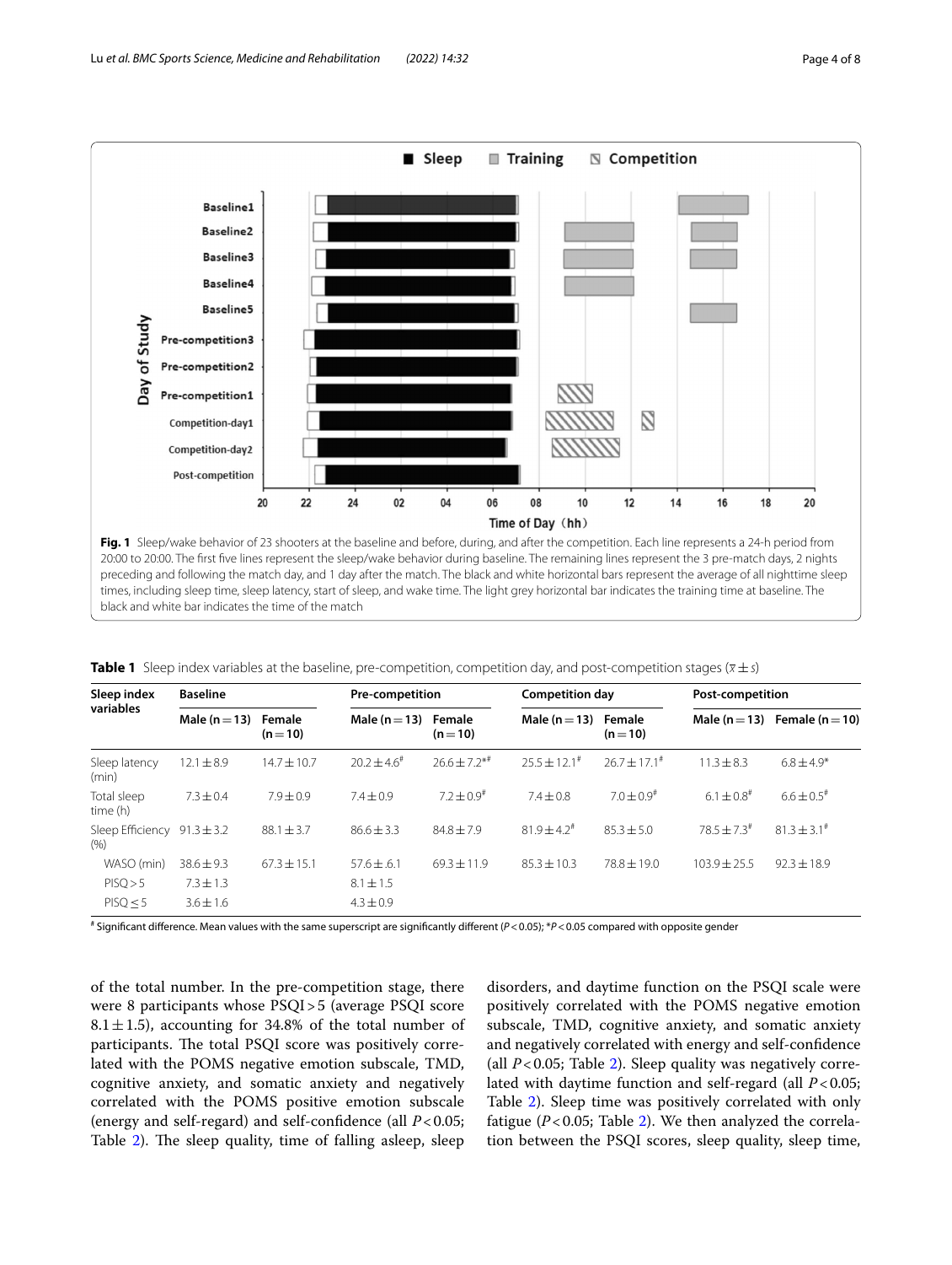**Fig. 1** Sleep/wake behavior of 23 shooters at the baseline and before, during, and after the competition. Each line represents a 24-h period from 20:00 to 20:00. The first five lines represent the sleep/wake behavior during baseline. The remaining lines represent the 3 pre-match days, 2 nights preceding and following the match day, and 1 day after the match. The black and white horizontal bars represent the average of all nighttime sleep times, including sleep time, sleep latency, start of sleep, and wake time. The light grey horizontal bar indicates the training time at baseline. The black and white bar indicates the time of the match

**Table 1** Sleep index variables at the baseline, pre-competition, competition day, and post-competition stages ($\bar{x} \pm s$)

| Sleep index variables | Baseline | | Pre-competition | | Competition day | | Post-competition | |
|---|---|---|---|---|---|---|---|---|
| | Male (n = 13) | Female (n = 10) | Male (n = 13) | Female (n = 10) | Male (n = 13) | Female (n = 10) | Male (n = 13) | Female (n = 10) |
| Sleep latency (min) | 12.1 ± 8.9 | 14.7 ± 10.7 | 20.2 ± 4.6[#] | 26.6 ± 7.2*[#] | 25.5 ± 12.1[#] | 26.7 ± 17.1[#] | 11.3 ± 8.3 | 6.8 ± 4.9* |
| Total sleep time (h) | 7.3 ± 0.4 | 7.9 ± 0.9 | 7.4 ± 0.9 | 7.2 ± 0.9[#] | 7.4 ± 0.8 | 7.0 ± 0.9[#] | 6.1 ± 0.8[#] | 6.6 ± 0.5[#] |
| Sleep Efficiency (%) | 91.3 ± 3.2 | 88.1 ± 3.7 | 86.6 ± 3.3 | 84.8 ± 7.9 | 81.9 ± 4.2[#] | 85.3 ± 5.0 | 78.5 ± 7.3[#] | 81.3 ± 3.1[#] |
| WASO (min) | 38.6 ± 9.3 | 67.3 ± 15.1 | 57.6 ± .6.1 | 69.3 ± 11.9 | 85.3 ± 10.3 | 78.8 ± 19.0 | 103.9 ± 25.5 | 92.3 ± 18.9 |
| PISQ > 5 | 7.3 ± 1.3 | | 8.1 ± 1.5 | | | | | |
| PISQ ≤ 5 | 3.6 ± 1.6 | | 4.3 ± 0.9 | | | | | |

[#] Significant difference. Mean values with the same superscript are significantly different ($P < 0.05$); *$P < 0.05$ compared with opposite gender

of the total number. In the pre-competition stage, there were 8 participants whose PSQI > 5 (average PSQI score 8.1 ± 1.5), accounting for 34.8% of the total number of participants. The total PSQI score was positively correlated with the POMS negative emotion subscale, TMD, cognitive anxiety, and somatic anxiety and negatively correlated with the POMS positive emotion subscale (energy and self-regard) and self-confidence (all $P < 0.05$; Table 2). The sleep quality, time of falling asleep, sleep disorders, and daytime function on the PSQI scale were positively correlated with the POMS negative emotion subscale, TMD, cognitive anxiety, and somatic anxiety and negatively correlated with energy and self-confidence (all $P < 0.05$; Table 2). Sleep quality was negatively correlated with daytime function and self-regard (all $P < 0.05$; Table 2). Sleep time was positively correlated with only fatigue ($P < 0.05$; Table 2). We then analyzed the correlation between the PSQI scores, sleep quality, sleep time,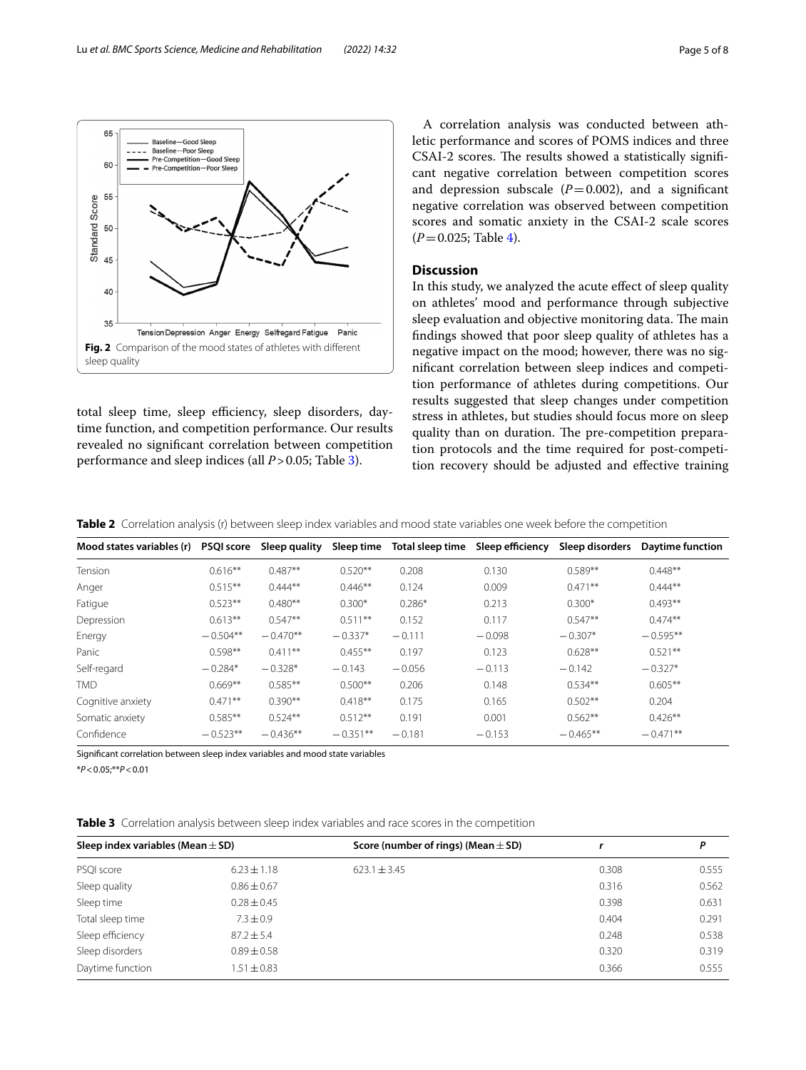Fig. 2 Comparison of the mood states of athletes with different sleep quality

total sleep time, sleep efficiency, sleep disorders, daytime function, and competition performance. Our results revealed no significant correlation between competition performance and sleep indices (all $P > 0.05$; Table 3).

A correlation analysis was conducted between athletic performance and scores of POMS indices and three CSAI-2 scores. The results showed a statistically significant negative correlation between competition scores and depression subscale ($P = 0.002$), and a significant negative correlation was observed between competition scores and somatic anxiety in the CSAI-2 scale scores ($P = 0.025$; Table 4).

## Discussion

In this study, we analyzed the acute effect of sleep quality on athletes' mood and performance through subjective sleep evaluation and objective monitoring data. The main findings showed that poor sleep quality of athletes has a negative impact on the mood; however, there was no significant correlation between sleep indices and competition performance of athletes during competitions. Our results suggested that sleep changes under competition stress in athletes, but studies should focus more on sleep quality than on duration. The pre-competition preparation protocols and the time required for post-competition recovery should be adjusted and effective training

**Table 2** Correlation analysis (r) between sleep index variables and mood state variables one week before the competition

| Mood states variables (r) | PSQI score | Sleep quality | Sleep time | Total sleep time | Sleep efficiency | Sleep disorders | Daytime function |
|---|---|---|---|---|---|---|---|
| Tension | 0.616** | 0.487** | 0.520** | 0.208 | 0.130 | 0.589** | 0.448** |
| Anger | 0.515** | 0.444** | 0.446** | 0.124 | 0.009 | 0.471** | 0.444** |
| Fatigue | 0.523** | 0.480** | 0.300* | 0.286* | 0.213 | 0.300* | 0.493** |
| Depression | 0.613** | 0.547** | 0.511** | 0.152 | 0.117 | 0.547** | 0.474** |
| Energy | −0.504** | −0.470** | −0.337* | −0.111 | −0.098 | −0.307* | −0.595** |
| Panic | 0.598** | 0.411** | 0.455** | 0.197 | 0.123 | 0.628** | 0.521** |
| Self-regard | −0.284* | −0.328* | −0.143 | −0.056 | −0.113 | −0.142 | −0.327* |
| TMD | 0.669** | 0.585** | 0.500** | 0.206 | 0.148 | 0.534** | 0.605** |
| Cognitive anxiety | 0.471** | 0.390** | 0.418** | 0.175 | 0.165 | 0.502** | 0.204 |
| Somatic anxiety | 0.585** | 0.524** | 0.512** | 0.191 | 0.001 | 0.562** | 0.426** |
| Confidence | −0.523** | −0.436** | −0.351** | −0.181 | −0.153 | −0.465** | −0.471** |

Significant correlation between sleep index variables and mood state variables

*$P < 0.05$;**$P < 0.01$

**Table 3** Correlation analysis between sleep index variables and race scores in the competition

| Sleep index variables (Mean ± SD) | | Score (number of rings) (Mean ± SD) | r | P |
|---|---|---|---|---|
| PSQI score | 6.23 ± 1.18 | 623.1 ± 3.45 | 0.308 | 0.555 |
| Sleep quality | 0.86 ± 0.67 | | 0.316 | 0.562 |
| Sleep time | 0.28 ± 0.45 | | 0.398 | 0.631 |
| Total sleep time | 7.3 ± 0.9 | | 0.404 | 0.291 |
| Sleep efficiency | 87.2 ± 5.4 | | 0.248 | 0.538 |
| Sleep disorders | 0.89 ± 0.58 | | 0.320 | 0.319 |
| Daytime function | 1.51 ± 0.83 | | 0.366 | 0.555 |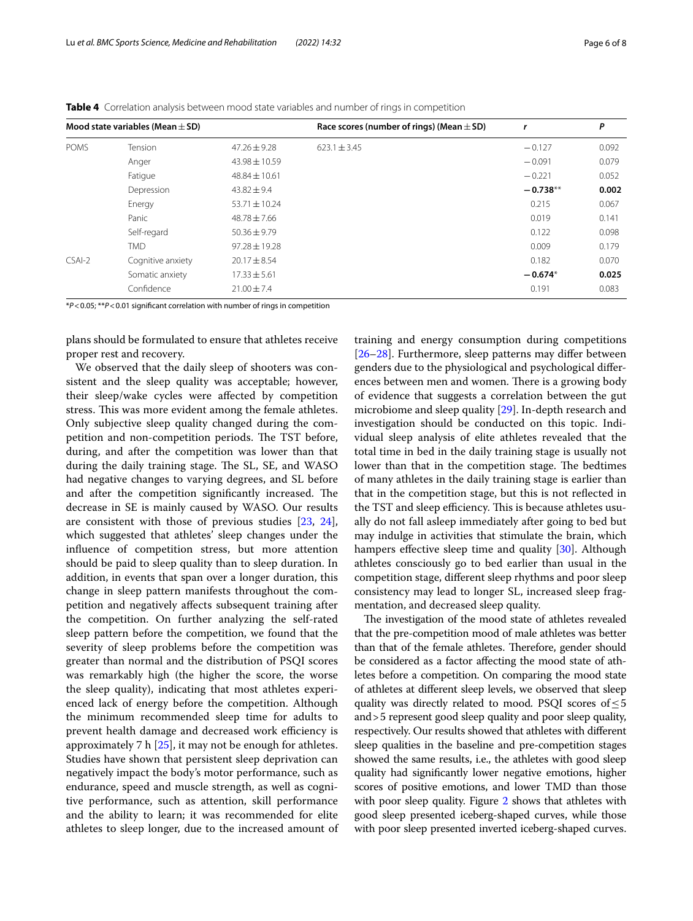**Table 4** Correlation analysis between mood state variables and number of rings in competition

| Mood state variables (Mean ± SD) | | | Race scores (number of rings) (Mean ± SD) | *r* | *P* |
|---|---|---|---|---|---|
| POMS | Tension | 47.26 ± 9.28 | 623.1 ± 3.45 | −0.127 | 0.092 |
| | Anger | 43.98 ± 10.59 | | −0.091 | 0.079 |
| | Fatigue | 48.84 ± 10.61 | | −0.221 | 0.052 |
| | Depression | 43.82 ± 9.4 | | **−0.738**** | **0.002** |
| | Energy | 53.71 ± 10.24 | | 0.215 | 0.067 |
| | Panic | 48.78 ± 7.66 | | 0.019 | 0.141 |
| | Self-regard | 50.36 ± 9.79 | | 0.122 | 0.098 |
| | TMD | 97.28 ± 19.28 | | 0.009 | 0.179 |
| CSAI-2 | Cognitive anxiety | 20.17 ± 8.54 | | 0.182 | 0.070 |
| | Somatic anxiety | 17.33 ± 5.61 | | **−0.674*** | **0.025** |
| | Confidence | 21.00 ± 7.4 | | 0.191 | 0.083 |

*$P < 0.05$; **$P < 0.01$ significant correlation with number of rings in competition

plans should be formulated to ensure that athletes receive proper rest and recovery.

We observed that the daily sleep of shooters was consistent and the sleep quality was acceptable; however, their sleep/wake cycles were affected by competition stress. This was more evident among the female athletes. Only subjective sleep quality changed during the competition and non-competition periods. The TST before, during, and after the competition was lower than that during the daily training stage. The SL, SE, and WASO had negative changes to varying degrees, and SL before and after the competition significantly increased. The decrease in SE is mainly caused by WASO. Our results are consistent with those of previous studies [23, 24], which suggested that athletes' sleep changes under the influence of competition stress, but more attention should be paid to sleep quality than to sleep duration. In addition, in events that span over a longer duration, this change in sleep pattern manifests throughout the competition and negatively affects subsequent training after the competition. On further analyzing the self-rated sleep pattern before the competition, we found that the severity of sleep problems before the competition was greater than normal and the distribution of PSQI scores was remarkably high (the higher the score, the worse the sleep quality), indicating that most athletes experienced lack of energy before the competition. Although the minimum recommended sleep time for adults to prevent health damage and decreased work efficiency is approximately 7 h [25], it may not be enough for athletes. Studies have shown that persistent sleep deprivation can negatively impact the body's motor performance, such as endurance, speed and muscle strength, as well as cognitive performance, such as attention, skill performance and the ability to learn; it was recommended for elite athletes to sleep longer, due to the increased amount of training and energy consumption during competitions [26–28]. Furthermore, sleep patterns may differ between genders due to the physiological and psychological differences between men and women. There is a growing body of evidence that suggests a correlation between the gut microbiome and sleep quality [29]. In-depth research and investigation should be conducted on this topic. Individual sleep analysis of elite athletes revealed that the total time in bed in the daily training stage is usually not lower than that in the competition stage. The bedtimes of many athletes in the daily training stage is earlier than that in the competition stage, but this is not reflected in the TST and sleep efficiency. This is because athletes usually do not fall asleep immediately after going to bed but may indulge in activities that stimulate the brain, which hampers effective sleep time and quality [30]. Although athletes consciously go to bed earlier than usual in the competition stage, different sleep rhythms and poor sleep consistency may lead to longer SL, increased sleep fragmentation, and decreased sleep quality.

The investigation of the mood state of athletes revealed that the pre-competition mood of male athletes was better than that of the female athletes. Therefore, gender should be considered as a factor affecting the mood state of athletes before a competition. On comparing the mood state of athletes at different sleep levels, we observed that sleep quality was directly related to mood. PSQI scores of $\leq 5$ and $> 5$ represent good sleep quality and poor sleep quality, respectively. Our results showed that athletes with different sleep qualities in the baseline and pre-competition stages showed the same results, i.e., the athletes with good sleep quality had significantly lower negative emotions, higher scores of positive emotions, and lower TMD than those with poor sleep quality. Figure 2 shows that athletes with good sleep presented iceberg-shaped curves, while those with poor sleep presented inverted iceberg-shaped curves.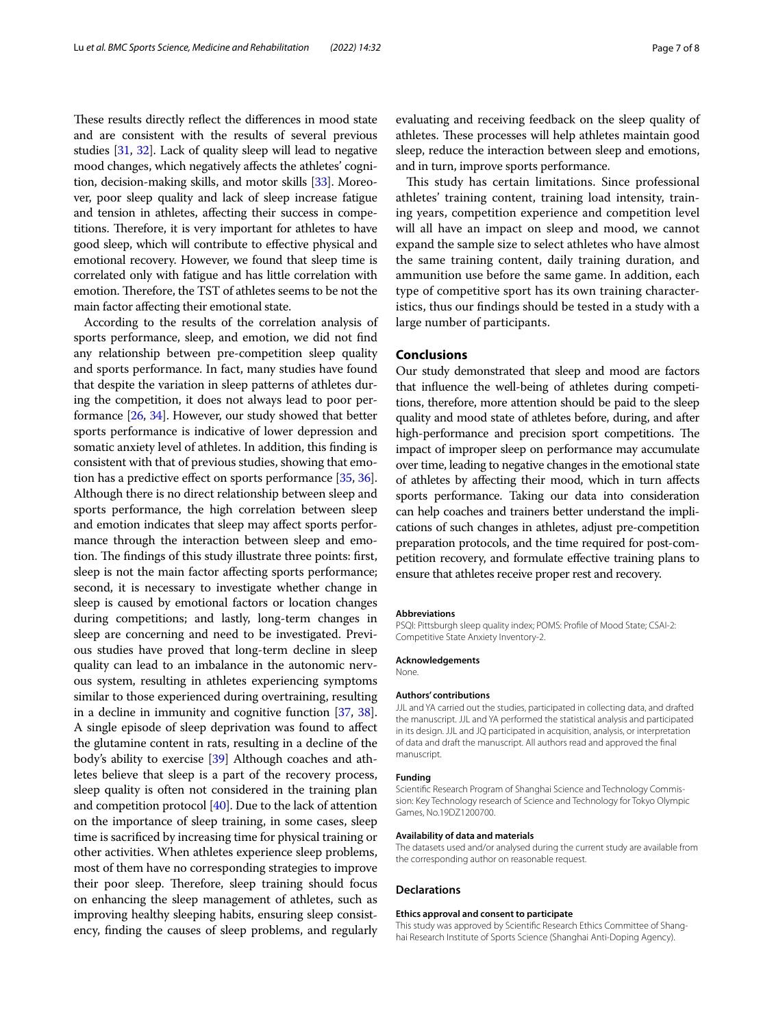These results directly reflect the differences in mood state and are consistent with the results of several previous studies [31, 32]. Lack of quality sleep will lead to negative mood changes, which negatively affects the athletes' cognition, decision-making skills, and motor skills [33]. Moreover, poor sleep quality and lack of sleep increase fatigue and tension in athletes, affecting their success in competitions. Therefore, it is very important for athletes to have good sleep, which will contribute to effective physical and emotional recovery. However, we found that sleep time is correlated only with fatigue and has little correlation with emotion. Therefore, the TST of athletes seems to be not the main factor affecting their emotional state.

According to the results of the correlation analysis of sports performance, sleep, and emotion, we did not find any relationship between pre-competition sleep quality and sports performance. In fact, many studies have found that despite the variation in sleep patterns of athletes during the competition, it does not always lead to poor performance [26, 34]. However, our study showed that better sports performance is indicative of lower depression and somatic anxiety level of athletes. In addition, this finding is consistent with that of previous studies, showing that emotion has a predictive effect on sports performance [35, 36]. Although there is no direct relationship between sleep and sports performance, the high correlation between sleep and emotion indicates that sleep may affect sports performance through the interaction between sleep and emotion. The findings of this study illustrate three points: first, sleep is not the main factor affecting sports performance; second, it is necessary to investigate whether change in sleep is caused by emotional factors or location changes during competitions; and lastly, long-term changes in sleep are concerning and need to be investigated. Previous studies have proved that long-term decline in sleep quality can lead to an imbalance in the autonomic nervous system, resulting in athletes experiencing symptoms similar to those experienced during overtraining, resulting in a decline in immunity and cognitive function [37, 38]. A single episode of sleep deprivation was found to affect the glutamine content in rats, resulting in a decline of the body's ability to exercise [39] Although coaches and athletes believe that sleep is a part of the recovery process, sleep quality is often not considered in the training plan and competition protocol [40]. Due to the lack of attention on the importance of sleep training, in some cases, sleep time is sacrificed by increasing time for physical training or other activities. When athletes experience sleep problems, most of them have no corresponding strategies to improve their poor sleep. Therefore, sleep training should focus on enhancing the sleep management of athletes, such as improving healthy sleeping habits, ensuring sleep consistency, finding the causes of sleep problems, and regularly evaluating and receiving feedback on the sleep quality of athletes. These processes will help athletes maintain good sleep, reduce the interaction between sleep and emotions, and in turn, improve sports performance.

This study has certain limitations. Since professional athletes' training content, training load intensity, training years, competition experience and competition level will all have an impact on sleep and mood, we cannot expand the sample size to select athletes who have almost the same training content, daily training duration, and ammunition use before the same game. In addition, each type of competitive sport has its own training characteristics, thus our findings should be tested in a study with a large number of participants.

## Conclusions

Our study demonstrated that sleep and mood are factors that influence the well-being of athletes during competitions, therefore, more attention should be paid to the sleep quality and mood state of athletes before, during, and after high-performance and precision sport competitions. The impact of improper sleep on performance may accumulate over time, leading to negative changes in the emotional state of athletes by affecting their mood, which in turn affects sports performance. Taking our data into consideration can help coaches and trainers better understand the implications of such changes in athletes, adjust pre-competition preparation protocols, and the time required for post-competition recovery, and formulate effective training plans to ensure that athletes receive proper rest and recovery.

#### Abbreviations

PSQI: Pittsburgh sleep quality index; POMS: Profile of Mood State; CSAI-2: Competitive State Anxiety Inventory-2.

#### Acknowledgements

None.

#### Authors' contributions

JJL and YA carried out the studies, participated in collecting data, and drafted the manuscript. JJL and YA performed the statistical analysis and participated in its design. JJL and JQ participated in acquisition, analysis, or interpretation of data and draft the manuscript. All authors read and approved the final manuscript.

#### Funding

Scientific Research Program of Shanghai Science and Technology Commission: Key Technology research of Science and Technology for Tokyo Olympic Games, No.19DZ1200700.

#### Availability of data and materials

The datasets used and/or analysed during the current study are available from the corresponding author on reasonable request.

### Declarations

#### Ethics approval and consent to participate

This study was approved by Scientific Research Ethics Committee of Shanghai Research Institute of Sports Science (Shanghai Anti-Doping Agency).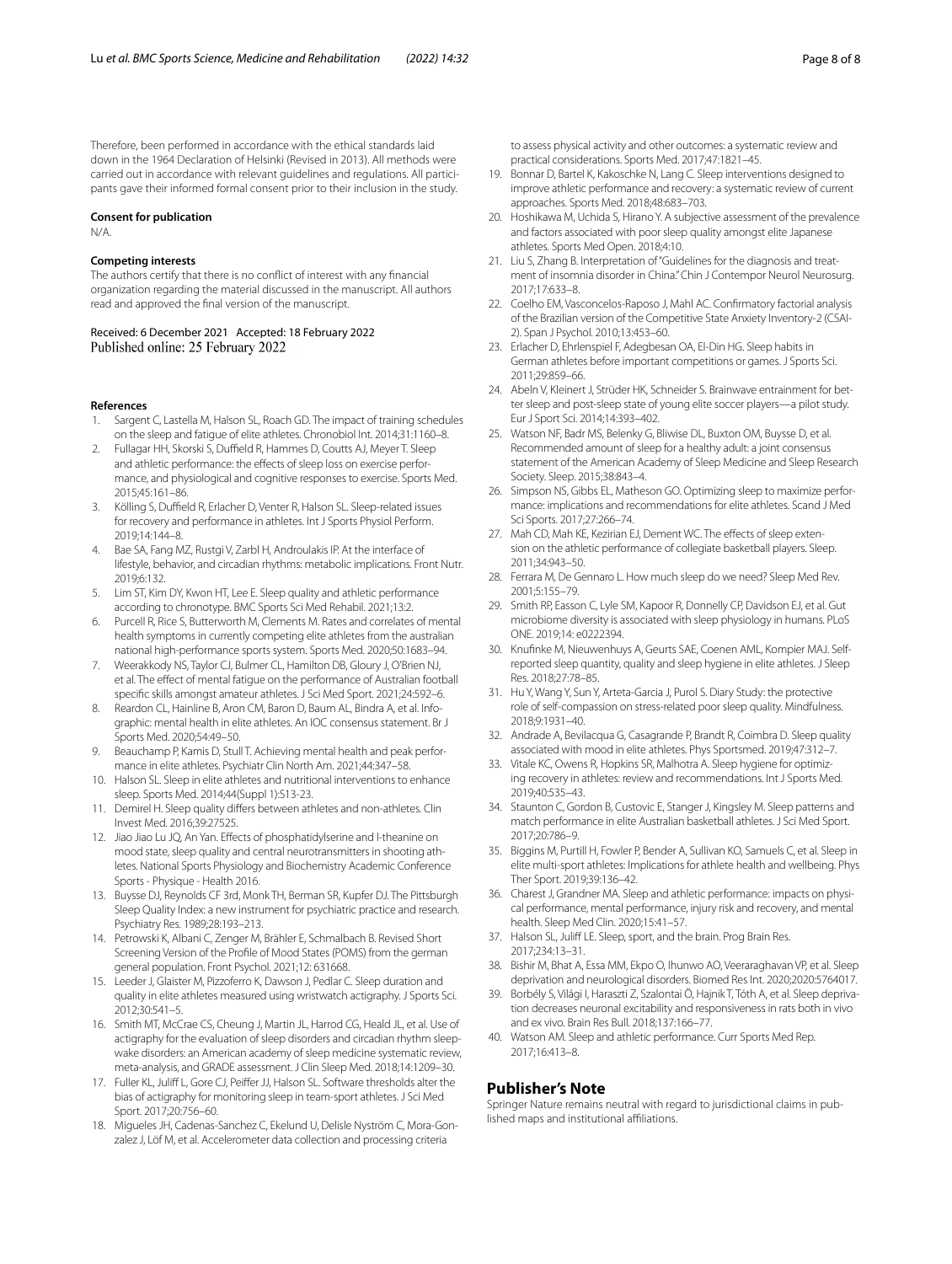Therefore, been performed in accordance with the ethical standards laid down in the 1964 Declaration of Helsinki (Revised in 2013). All methods were carried out in accordance with relevant guidelines and regulations. All participants gave their informed formal consent prior to their inclusion in the study.

#### Consent for publication

N/A.

#### Competing interests

The authors certify that there is no conflict of interest with any financial organization regarding the material discussed in the manuscript. All authors read and approved the final version of the manuscript.

Received: 6 December 2021 Accepted: 18 February 2022
Published online: 25 February 2022

### References

1. Sargent C, Lastella M, Halson SL, Roach GD. The impact of training schedules on the sleep and fatigue of elite athletes. Chronobiol Int. 2014;31:1160–8.
2. Fullagar HH, Skorski S, Duffield R, Hammes D, Coutts AJ, Meyer T. Sleep and athletic performance: the effects of sleep loss on exercise performance, and physiological and cognitive responses to exercise. Sports Med. 2015;45:161–86.
3. Kölling S, Duffield R, Erlacher D, Venter R, Halson SL. Sleep-related issues for recovery and performance in athletes. Int J Sports Physiol Perform. 2019;14:144–8.
4. Bae SA, Fang MZ, Rustgi V, Zarbl H, Androulakis IP. At the interface of lifestyle, behavior, and circadian rhythms: metabolic implications. Front Nutr. 2019;6:132.
5. Lim ST, Kim DY, Kwon HT, Lee E. Sleep quality and athletic performance according to chronotype. BMC Sports Sci Med Rehabil. 2021;13:2.
6. Purcell R, Rice S, Butterworth M, Clements M. Rates and correlates of mental health symptoms in currently competing elite athletes from the australian national high-performance sports system. Sports Med. 2020;50:1683–94.
7. Weerakkody NS, Taylor CJ, Bulmer CL, Hamilton DB, Gloury J, O'Brien NJ, et al. The effect of mental fatigue on the performance of Australian football specific skills amongst amateur athletes. J Sci Med Sport. 2021;24:592–6.
8. Reardon CL, Hainline B, Aron CM, Baron D, Baum AL, Bindra A, et al. Infographic: mental health in elite athletes. An IOC consensus statement. Br J Sports Med. 2020;54:49–50.
9. Beauchamp P, Kamis D, Stull T. Achieving mental health and peak performance in elite athletes. Psychiatr Clin North Am. 2021;44:347–58.
10. Halson SL. Sleep in elite athletes and nutritional interventions to enhance sleep. Sports Med. 2014;44(Suppl 1):S13-23.
11. Demirel H. Sleep quality differs between athletes and non-athletes. Clin Invest Med. 2016;39:27525.
12. Jiao Jiao Lu JQ, An Yan. Effects of phosphatidylserine and l-theanine on mood state, sleep quality and central neurotransmitters in shooting athletes. National Sports Physiology and Biochemistry Academic Conference Sports - Physique - Health 2016.
13. Buysse DJ, Reynolds CF 3rd, Monk TH, Berman SR, Kupfer DJ. The Pittsburgh Sleep Quality Index: a new instrument for psychiatric practice and research. Psychiatry Res. 1989;28:193–213.
14. Petrowski K, Albani C, Zenger M, Brähler E, Schmalbach B. Revised Short Screening Version of the Profile of Mood States (POMS) from the german general population. Front Psychol. 2021;12: 631668.
15. Leeder J, Glaister M, Pizzoferro K, Dawson J, Pedlar C. Sleep duration and quality in elite athletes measured using wristwatch actigraphy. J Sports Sci. 2012;30:541–5.
16. Smith MT, McCrae CS, Cheung J, Martin JL, Harrod CG, Heald JL, et al. Use of actigraphy for the evaluation of sleep disorders and circadian rhythm sleep-wake disorders: an American academy of sleep medicine systematic review, meta-analysis, and GRADE assessment. J Clin Sleep Med. 2018;14:1209–30.
17. Fuller KL, Juliff L, Gore CJ, Peiffer JJ, Halson SL. Software thresholds alter the bias of actigraphy for monitoring sleep in team-sport athletes. J Sci Med Sport. 2017;20:756–60.
18. Migueles JH, Cadenas-Sanchez C, Ekelund U, Delisle Nyström C, Mora-Gonzalez J, Löf M, et al. Accelerometer data collection and processing criteria to assess physical activity and other outcomes: a systematic review and practical considerations. Sports Med. 2017;47:1821–45.
19. Bonnar D, Bartel K, Kakoschke N, Lang C. Sleep interventions designed to improve athletic performance and recovery: a systematic review of current approaches. Sports Med. 2018;48:683–703.
20. Hoshikawa M, Uchida S, Hirano Y. A subjective assessment of the prevalence and factors associated with poor sleep quality amongst elite Japanese athletes. Sports Med Open. 2018;4:10.
21. Liu S, Zhang B. Interpretation of "Guidelines for the diagnosis and treatment of insomnia disorder in China." Chin J Contempor Neurol Neurosurg. 2017;17:633–8.
22. Coelho EM, Vasconcelos-Raposo J, Mahl AC. Confirmatory factorial analysis of the Brazilian version of the Competitive State Anxiety Inventory-2 (CSAI-2). Span J Psychol. 2010;13:453–60.
23. Erlacher D, Ehrlenspiel F, Adegbesan OA, El-Din HG. Sleep habits in German athletes before important competitions or games. J Sports Sci. 2011;29:859–66.
24. Abeln V, Kleinert J, Strüder HK, Schneider S. Brainwave entrainment for better sleep and post-sleep state of young elite soccer players—a pilot study. Eur J Sport Sci. 2014;14:393–402.
25. Watson NF, Badr MS, Belenky G, Bliwise DL, Buxton OM, Buysse D, et al. Recommended amount of sleep for a healthy adult: a joint consensus statement of the American Academy of Sleep Medicine and Sleep Research Society. Sleep. 2015;38:843–4.
26. Simpson NS, Gibbs EL, Matheson GO. Optimizing sleep to maximize performance: implications and recommendations for elite athletes. Scand J Med Sci Sports. 2017;27:266–74.
27. Mah CD, Mah KE, Kezirian EJ, Dement WC. The effects of sleep extension on the athletic performance of collegiate basketball players. Sleep. 2011;34:943–50.
28. Ferrara M, De Gennaro L. How much sleep do we need? Sleep Med Rev. 2001;5:155–79.
29. Smith RP, Easson C, Lyle SM, Kapoor R, Donnelly CP, Davidson EJ, et al. Gut microbiome diversity is associated with sleep physiology in humans. PLoS ONE. 2019;14: e0222394.
30. Knufinke M, Nieuwenhuys A, Geurts SAE, Coenen AML, Kompier MAJ. Self-reported sleep quantity, quality and sleep hygiene in elite athletes. J Sleep Res. 2018;27:78–85.
31. Hu Y, Wang Y, Sun Y, Arteta-Garcia J, Purol S. Diary Study: the protective role of self-compassion on stress-related poor sleep quality. Mindfulness. 2018;9:1931–40.
32. Andrade A, Bevilacqua G, Casagrande P, Brandt R, Coimbra D. Sleep quality associated with mood in elite athletes. Phys Sportsmed. 2019;47:312–7.
33. Vitale KC, Owens R, Hopkins SR, Malhotra A. Sleep hygiene for optimizing recovery in athletes: review and recommendations. Int J Sports Med. 2019;40:535–43.
34. Staunton C, Gordon B, Custovic E, Stanger J, Kingsley M. Sleep patterns and match performance in elite Australian basketball athletes. J Sci Med Sport. 2017;20:786–9.
35. Biggins M, Purtill H, Fowler P, Bender A, Sullivan KO, Samuels C, et al. Sleep in elite multi-sport athletes: Implications for athlete health and wellbeing. Phys Ther Sport. 2019;39:136–42.
36. Charest J, Grandner MA. Sleep and athletic performance: impacts on physical performance, mental performance, injury risk and recovery, and mental health. Sleep Med Clin. 2020;15:41–57.
37. Halson SL, Juliff LE. Sleep, sport, and the brain. Prog Brain Res. 2017;234:13–31.
38. Bishir M, Bhat A, Essa MM, Ekpo O, Ihunwo AO, Veeraraghavan VP, et al. Sleep deprivation and neurological disorders. Biomed Res Int. 2020;2020:5764017.
39. Borbély S, Világi I, Haraszti Z, Szalontai Ö, Hajnik T, Tóth A, et al. Sleep deprivation decreases neuronal excitability and responsiveness in rats both in vivo and ex vivo. Brain Res Bull. 2018;137:166–77.
40. Watson AM. Sleep and athletic performance. Curr Sports Med Rep. 2017;16:413–8.

## Publisher's Note

Springer Nature remains neutral with regard to jurisdictional claims in published maps and institutional affiliations.